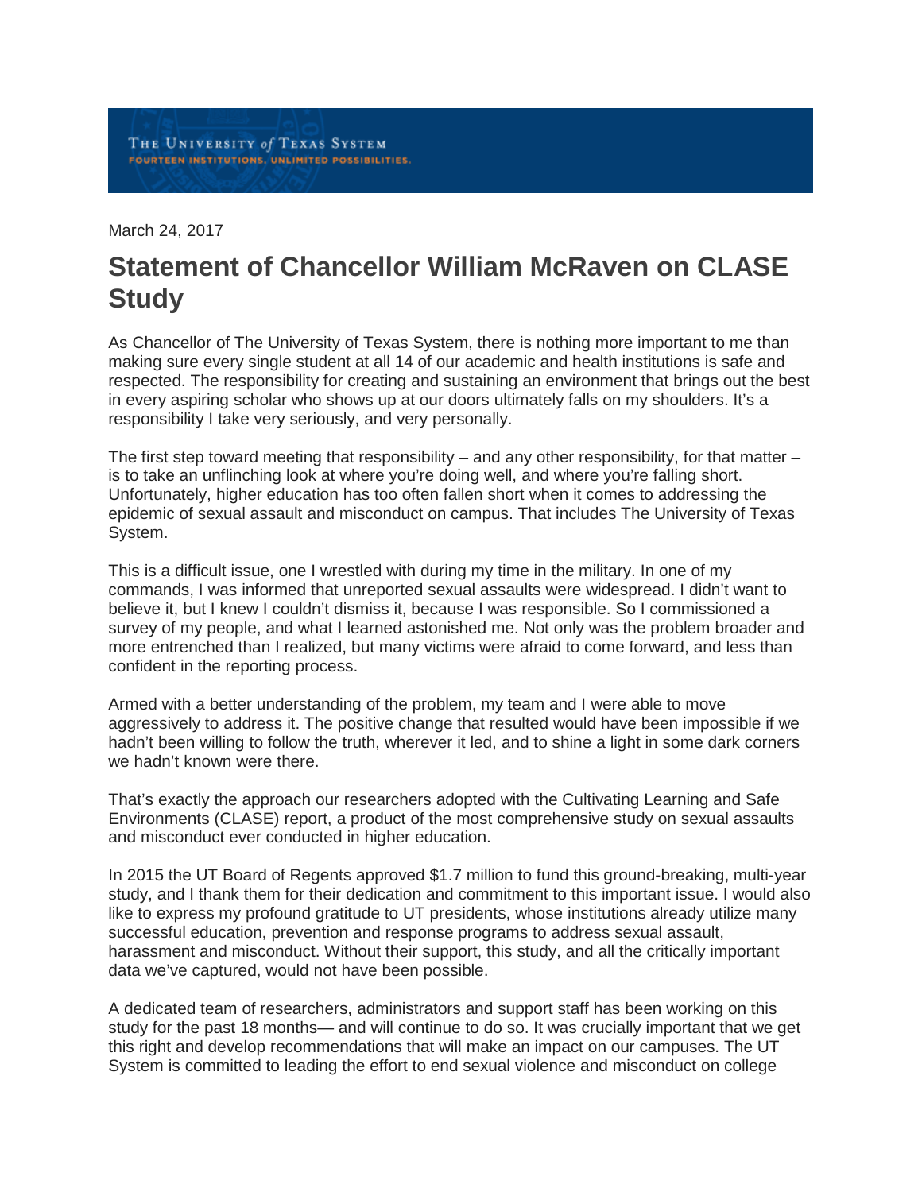THE UNIVERSITY of TEXAS SYSTEM
FOURTEEN INSTITUTIONS. UNLIMITED POSSIBILITIES.

March 24, 2017

# Statement of Chancellor William McRaven on CLASE Study

As Chancellor of The University of Texas System, there is nothing more important to me than making sure every single student at all 14 of our academic and health institutions is safe and respected. The responsibility for creating and sustaining an environment that brings out the best in every aspiring scholar who shows up at our doors ultimately falls on my shoulders. It's a responsibility I take very seriously, and very personally.

The first step toward meeting that responsibility – and any other responsibility, for that matter – is to take an unflinching look at where you're doing well, and where you're falling short. Unfortunately, higher education has too often fallen short when it comes to addressing the epidemic of sexual assault and misconduct on campus. That includes The University of Texas System.

This is a difficult issue, one I wrestled with during my time in the military. In one of my commands, I was informed that unreported sexual assaults were widespread. I didn't want to believe it, but I knew I couldn't dismiss it, because I was responsible. So I commissioned a survey of my people, and what I learned astonished me. Not only was the problem broader and more entrenched than I realized, but many victims were afraid to come forward, and less than confident in the reporting process.

Armed with a better understanding of the problem, my team and I were able to move aggressively to address it. The positive change that resulted would have been impossible if we hadn't been willing to follow the truth, wherever it led, and to shine a light in some dark corners we hadn't known were there.

That's exactly the approach our researchers adopted with the Cultivating Learning and Safe Environments (CLASE) report, a product of the most comprehensive study on sexual assaults and misconduct ever conducted in higher education.

In 2015 the UT Board of Regents approved $1.7 million to fund this ground-breaking, multi-year study, and I thank them for their dedication and commitment to this important issue. I would also like to express my profound gratitude to UT presidents, whose institutions already utilize many successful education, prevention and response programs to address sexual assault, harassment and misconduct. Without their support, this study, and all the critically important data we've captured, would not have been possible.

A dedicated team of researchers, administrators and support staff has been working on this study for the past 18 months— and will continue to do so. It was crucially important that we get this right and develop recommendations that will make an impact on our campuses. The UT System is committed to leading the effort to end sexual violence and misconduct on college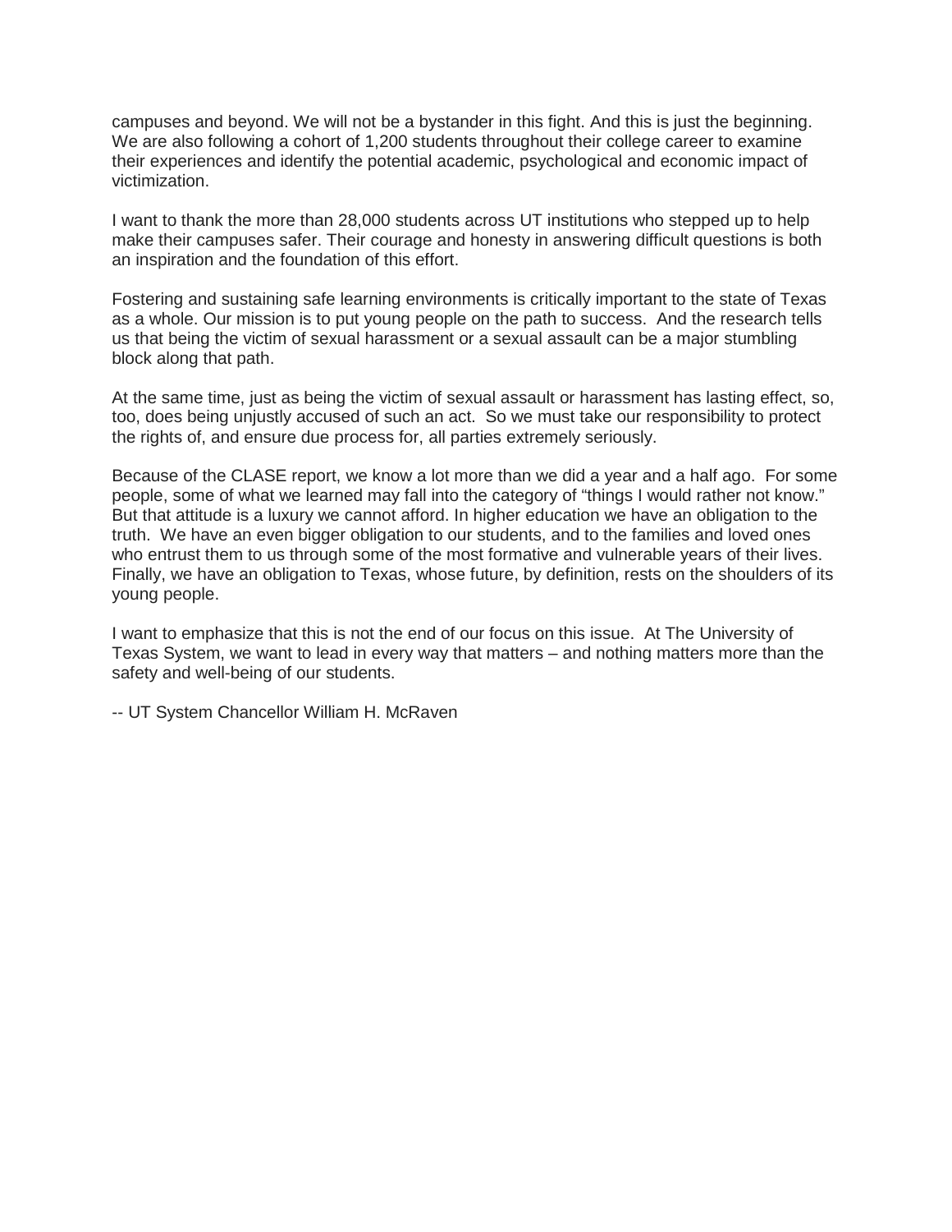campuses and beyond. We will not be a bystander in this fight. And this is just the beginning. We are also following a cohort of 1,200 students throughout their college career to examine their experiences and identify the potential academic, psychological and economic impact of victimization.

I want to thank the more than 28,000 students across UT institutions who stepped up to help make their campuses safer. Their courage and honesty in answering difficult questions is both an inspiration and the foundation of this effort.

Fostering and sustaining safe learning environments is critically important to the state of Texas as a whole. Our mission is to put young people on the path to success. And the research tells us that being the victim of sexual harassment or a sexual assault can be a major stumbling block along that path.

At the same time, just as being the victim of sexual assault or harassment has lasting effect, so, too, does being unjustly accused of such an act. So we must take our responsibility to protect the rights of, and ensure due process for, all parties extremely seriously.

Because of the CLASE report, we know a lot more than we did a year and a half ago. For some people, some of what we learned may fall into the category of "things I would rather not know." But that attitude is a luxury we cannot afford. In higher education we have an obligation to the truth. We have an even bigger obligation to our students, and to the families and loved ones who entrust them to us through some of the most formative and vulnerable years of their lives. Finally, we have an obligation to Texas, whose future, by definition, rests on the shoulders of its young people.

I want to emphasize that this is not the end of our focus on this issue. At The University of Texas System, we want to lead in every way that matters – and nothing matters more than the safety and well-being of our students.

-- UT System Chancellor William H. McRaven